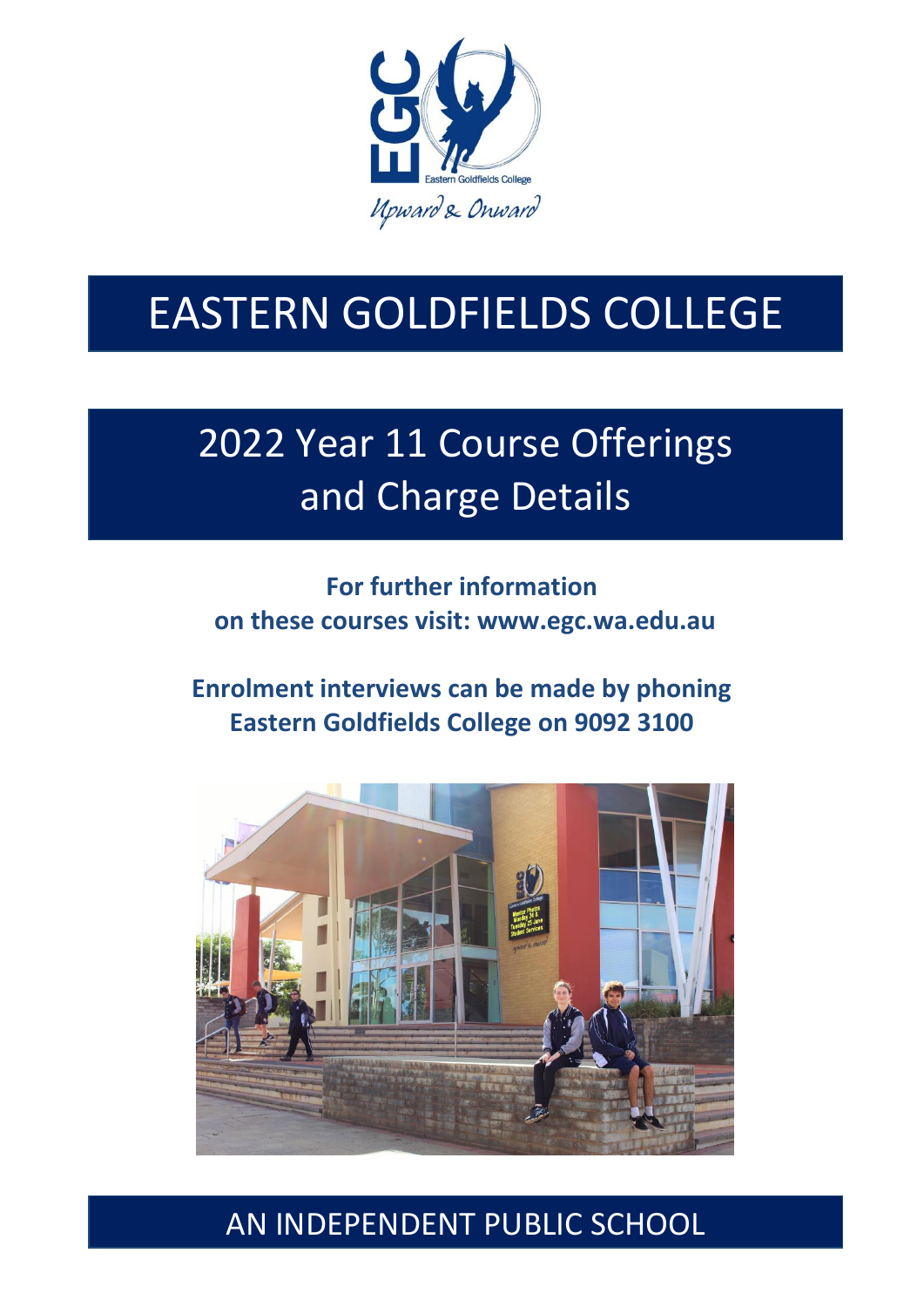# EASTERN GOLDFIELDS COLLEGE

## 2022 Year 11 Course Offerings and Charge Details

**For further information on these courses visit: www.egc.wa.edu.au**

**Enrolment interviews can be made by phoning Eastern Goldfields College on 9092 3100**

AN INDEPENDENT PUBLIC SCHOOL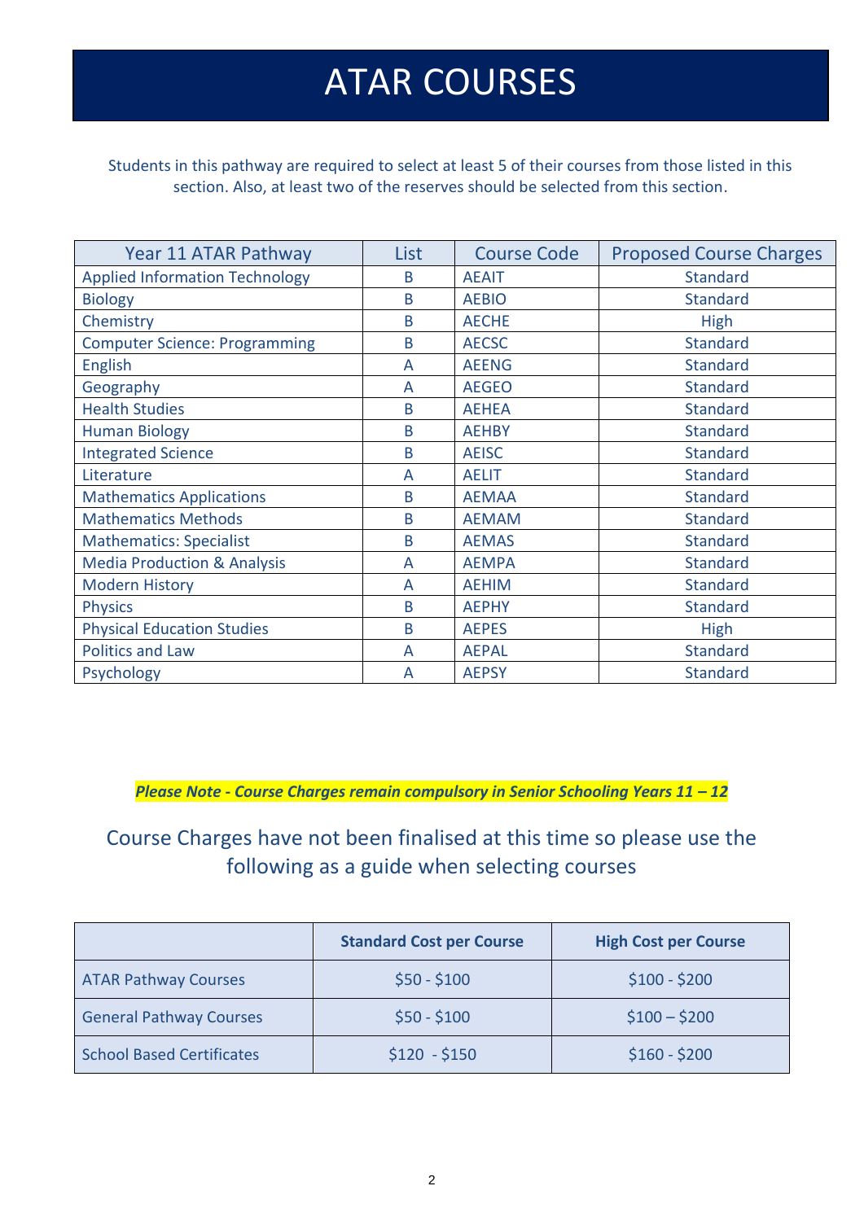# ATAR COURSES

Students in this pathway are required to select at least 5 of their courses from those listed in this section. Also, at least two of the reserves should be selected from this section.

| Year 11 ATAR Pathway | List | Course Code | Proposed Course Charges |
|---|---|---|---|
| Applied Information Technology | B | AEAIT | Standard |
| Biology | B | AEBIO | Standard |
| Chemistry | B | AECHE | High |
| Computer Science: Programming | B | AECSC | Standard |
| English | A | AEENG | Standard |
| Geography | A | AEGEO | Standard |
| Health Studies | B | AEHEA | Standard |
| Human Biology | B | AEHBY | Standard |
| Integrated Science | B | AEISC | Standard |
| Literature | A | AELIT | Standard |
| Mathematics Applications | B | AEMAA | Standard |
| Mathematics Methods | B | AEMAM | Standard |
| Mathematics: Specialist | B | AEMAS | Standard |
| Media Production & Analysis | A | AEMPA | Standard |
| Modern History | A | AEHIM | Standard |
| Physics | B | AEPHY | Standard |
| Physical Education Studies | B | AEPES | High |
| Politics and Law | A | AEPAL | Standard |
| Psychology | A | AEPSY | Standard |

***Please Note - Course Charges remain compulsory in Senior Schooling Years 11 – 12***

Course Charges have not been finalised at this time so please use the following as a guide when selecting courses

| | **Standard Cost per Course** | **High Cost per Course** |
|---|---|---|
| ATAR Pathway Courses | $50 - $100 | $100 - $200 |
| General Pathway Courses | $50 - $100 | $100 – $200 |
| School Based Certificates | $120 - $150 | $160 - $200 |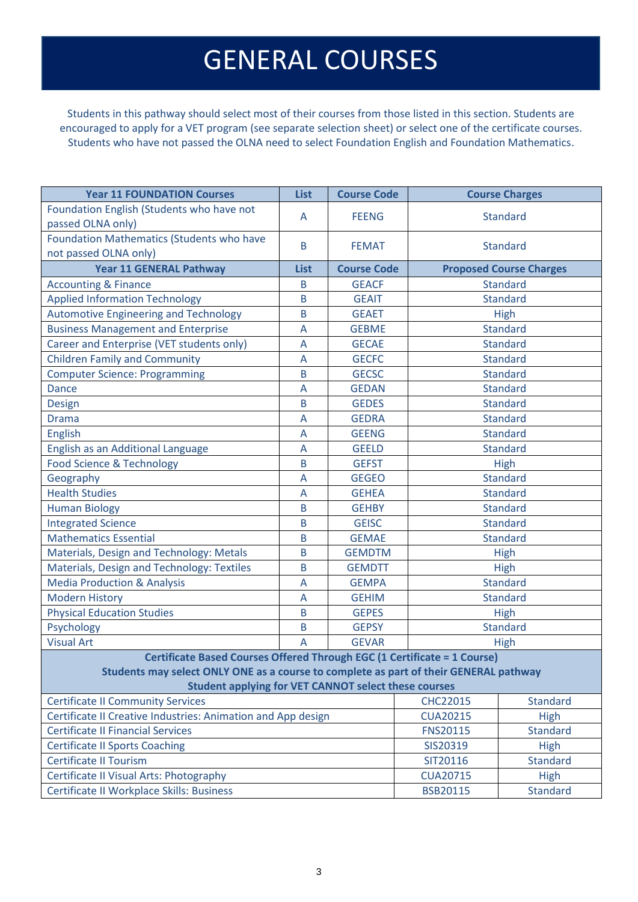# GENERAL COURSES

Students in this pathway should select most of their courses from those listed in this section. Students are encouraged to apply for a VET program (see separate selection sheet) or select one of the certificate courses. Students who have not passed the OLNA need to select Foundation English and Foundation Mathematics.

| Year 11 FOUNDATION Courses | List | Course Code | Course Charges |
|---|---|---|---|
| Foundation English (Students who have not passed OLNA only) | A | FEENG | Standard |
| Foundation Mathematics (Students who have not passed OLNA only) | B | FEMAT | Standard |
| **Year 11 GENERAL Pathway** | **List** | **Course Code** | **Proposed Course Charges** |
| Accounting & Finance | B | GEACF | Standard |
| Applied Information Technology | B | GEAIT | Standard |
| Automotive Engineering and Technology | B | GEAET | High |
| Business Management and Enterprise | A | GEBME | Standard |
| Career and Enterprise (VET students only) | A | GECAE | Standard |
| Children Family and Community | A | GECFC | Standard |
| Computer Science: Programming | B | GECSC | Standard |
| Dance | A | GEDAN | Standard |
| Design | B | GEDES | Standard |
| Drama | A | GEDRA | Standard |
| English | A | GEENG | Standard |
| English as an Additional Language | A | GEELD | Standard |
| Food Science & Technology | B | GEFST | High |
| Geography | A | GEGEO | Standard |
| Health Studies | A | GEHEA | Standard |
| Human Biology | B | GEHBY | Standard |
| Integrated Science | B | GEISC | Standard |
| Mathematics Essential | B | GEMAE | Standard |
| Materials, Design and Technology: Metals | B | GEMDTM | High |
| Materials, Design and Technology: Textiles | B | GEMDTT | High |
| Media Production & Analysis | A | GEMPA | Standard |
| Modern History | A | GEHIM | Standard |
| Physical Education Studies | B | GEPES | High |
| Psychology | B | GEPSY | Standard |
| Visual Art | A | GEVAR | High |

| Certificate Based Courses Offered Through EGC (1 Certificate = 1 Course)<br>Students may select ONLY ONE as a course to complete as part of their GENERAL pathway<br>Student applying for VET CANNOT select these courses | | |
|---|---|---|
| Certificate II Community Services | CHC22015 | Standard |
| Certificate II Creative Industries: Animation and App design | CUA20215 | High |
| Certificate II Financial Services | FNS20115 | Standard |
| Certificate II Sports Coaching | SIS20319 | High |
| Certificate II Tourism | SIT20116 | Standard |
| Certificate II Visual Arts: Photography | CUA20715 | High |
| Certificate II Workplace Skills: Business | BSB20115 | Standard |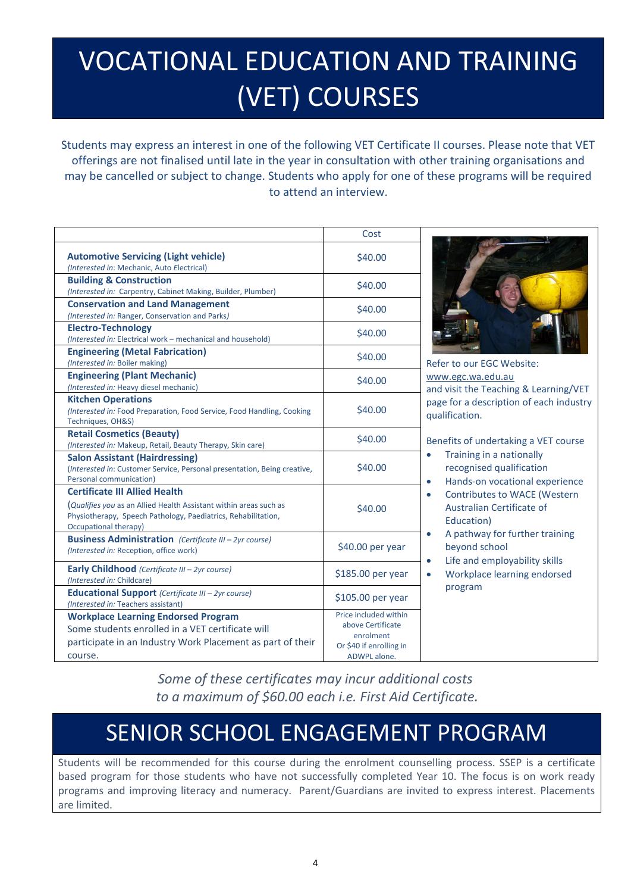# VOCATIONAL EDUCATION AND TRAINING (VET) COURSES

Students may express an interest in one of the following VET Certificate II courses. Please note that VET offerings are not finalised until late in the year in consultation with other training organisations and may be cancelled or subject to change. Students who apply for one of these programs will be required to attend an interview.

| | Cost |
|---|---|
| **Automotive Servicing (Light vehicle)**<br>*(Interested in*: Mechanic, Auto Electrical) | $40.00 |
| **Building & Construction**<br>*(Interested in:* Carpentry, Cabinet Making, Builder, Plumber) | $40.00 |
| **Conservation and Land Management**<br>*(Interested in:* Ranger, Conservation and Parks*)* | $40.00 |
| **Electro-Technology**<br>*(Interested in:* Electrical work – mechanical and household) | $40.00 |
| **Engineering (Metal Fabrication)**<br>*(Interested in:* Boiler making) | $40.00 |
| **Engineering (Plant Mechanic)**<br>*(Interested in:* Heavy diesel mechanic) | $40.00 |
| **Kitchen Operations**<br>*(Interested in:* Food Preparation, Food Service, Food Handling, Cooking Techniques, OH&S) | $40.00 |
| **Retail Cosmetics (Beauty)**<br>*(Interested in:* Makeup, Retail, Beauty Therapy, Skin care) | $40.00 |
| **Salon Assistant (Hairdressing)**<br>*(Interested in*: Customer Service, Personal presentation, Being creative, Personal communication) | $40.00 |
| **Certificate III Allied Health**<br>(*Qualifies you* as an Allied Health Assistant within areas such as Physiotherapy, Speech Pathology, Paediatrics, Rehabilitation, Occupational therapy) | $40.00 |
| **Business Administration** *(Certificate III – 2yr course)*<br>*(Interested in:* Reception, office work) | $40.00 per year |
| **Early Childhood** *(Certificate III – 2yr course)*<br>*(Interested in:* Childcare) | $185.00 per year |
| **Educational Support** *(Certificate III – 2yr course)*<br>*(Interested in:* Teachers assistant) | $105.00 per year |
| **Workplace Learning Endorsed Program**<br>Some students enrolled in a VET certificate will participate in an Industry Work Placement as part of their course. | Price included within above Certificate enrolment<br>Or $40 if enrolling in ADWPL alone. |

Refer to our EGC Website: www.egc.wa.edu.au and visit the Teaching & Learning/VET page for a description of each industry qualification.

Benefits of undertaking a VET course

- Training in a nationally recognised qualification
- Hands-on vocational experience
- Contributes to WACE (Western Australian Certificate of Education)
- A pathway for further training beyond school
- Life and employability skills
- Workplace learning endorsed program

*Some of these certificates may incur additional costs to a maximum of $60.00 each i.e. First Aid Certificate.*

# SENIOR SCHOOL ENGAGEMENT PROGRAM

Students will be recommended for this course during the enrolment counselling process. SSEP is a certificate based program for those students who have not successfully completed Year 10. The focus is on work ready programs and improving literacy and numeracy. Parent/Guardians are invited to express interest. Placements are limited.